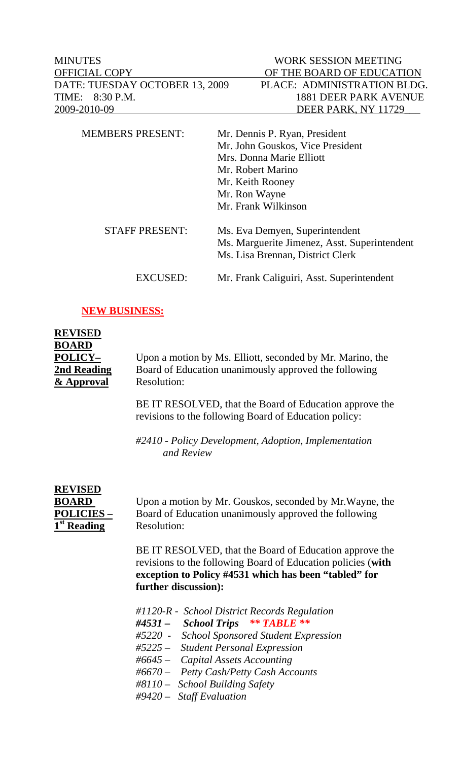| MINUTES | WORK SESSION MEETING |
|---|---|
| OFFICIAL COPY | OF THE BOARD OF EDUCATION |
| DATE: TUESDAY OCTOBER 13, 2009 | PLACE: ADMINISTRATION BLDG. |
| TIME: 8:30 P.M. | 1881 DEER PARK AVENUE |
| 2009-2010-09 | DEER PARK, NY 11729 |

| | |
|---|---|
| MEMBERS PRESENT: | Mr. Dennis P. Ryan, President<br>Mr. John Gouskos, Vice President<br>Mrs. Donna Marie Elliott<br>Mr. Robert Marino<br>Mr. Keith Rooney<br>Mr. Ron Wayne<br>Mr. Frank Wilkinson |
| STAFF PRESENT: | Ms. Eva Demyen, Superintendent<br>Ms. Marguerite Jimenez, Asst. Superintendent<br>Ms. Lisa Brennan, District Clerk |
| EXCUSED: | Mr. Frank Caliguiri, Asst. Superintendent |

## NEW BUSINESS:

**REVISED BOARD POLICY– 2nd Reading & Approval**

Upon a motion by Ms. Elliott, seconded by Mr. Marino, the Board of Education unanimously approved the following Resolution:

BE IT RESOLVED, that the Board of Education approve the revisions to the following Board of Education policy:

*#2410 - Policy Development, Adoption, Implementation and Review*

**REVISED BOARD POLICIES – 1st Reading**

Upon a motion by Mr. Gouskos, seconded by Mr.Wayne, the Board of Education unanimously approved the following Resolution:

BE IT RESOLVED, that the Board of Education approve the revisions to the following Board of Education policies (**with exception to Policy #4531 which has been "tabled" for further discussion):**

*#1120-R - School District Records Regulation*
***#4531 – School Trips \*\* TABLE \*\****
*#5220 - School Sponsored Student Expression*
*#5225 – Student Personal Expression*
*#6645 – Capital Assets Accounting*
*#6670 – Petty Cash/Petty Cash Accounts*
*#8110 – School Building Safety*
*#9420 – Staff Evaluation*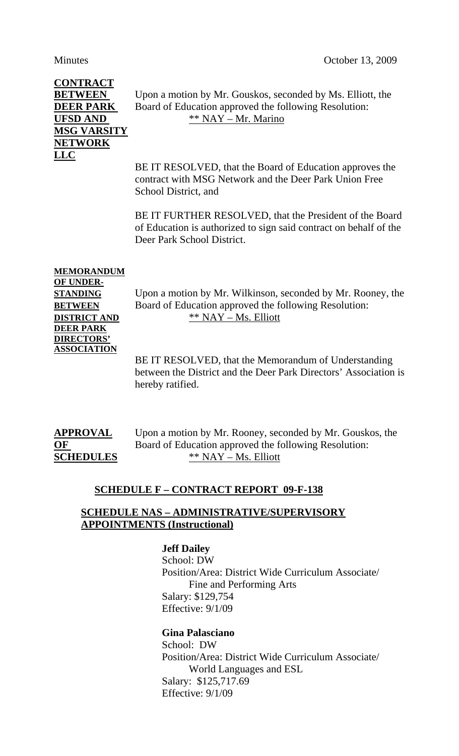**CONTRACT BETWEEN DEER PARK UFSD AND MSG VARSITY NETWORK LLC**

Upon a motion by Mr. Gouskos, seconded by Ms. Elliott, the Board of Education approved the following Resolution:
** NAY – Mr. Marino

BE IT RESOLVED, that the Board of Education approves the contract with MSG Network and the Deer Park Union Free School District, and

BE IT FURTHER RESOLVED, that the President of the Board of Education is authorized to sign said contract on behalf of the Deer Park School District.

**MEMORANDUM OF UNDERSTANDING BETWEEN DISTRICT AND DEER PARK DIRECTORS' ASSOCIATION**

Upon a motion by Mr. Wilkinson, seconded by Mr. Rooney, the Board of Education approved the following Resolution:
** NAY – Ms. Elliott

BE IT RESOLVED, that the Memorandum of Understanding between the District and the Deer Park Directors' Association is hereby ratified.

**APPROVAL OF SCHEDULES**

Upon a motion by Mr. Rooney, seconded by Mr. Gouskos, the Board of Education approved the following Resolution:
** NAY – Ms. Elliott

**SCHEDULE F – CONTRACT REPORT 09-F-138**

**SCHEDULE NAS – ADMINISTRATIVE/SUPERVISORY APPOINTMENTS (Instructional)**

**Jeff Dailey**
School: DW
Position/Area: District Wide Curriculum Associate/ Fine and Performing Arts
Salary: $129,754
Effective: 9/1/09

**Gina Palasciano**
School: DW
Position/Area: District Wide Curriculum Associate/ World Languages and ESL
Salary: $125,717.69
Effective: 9/1/09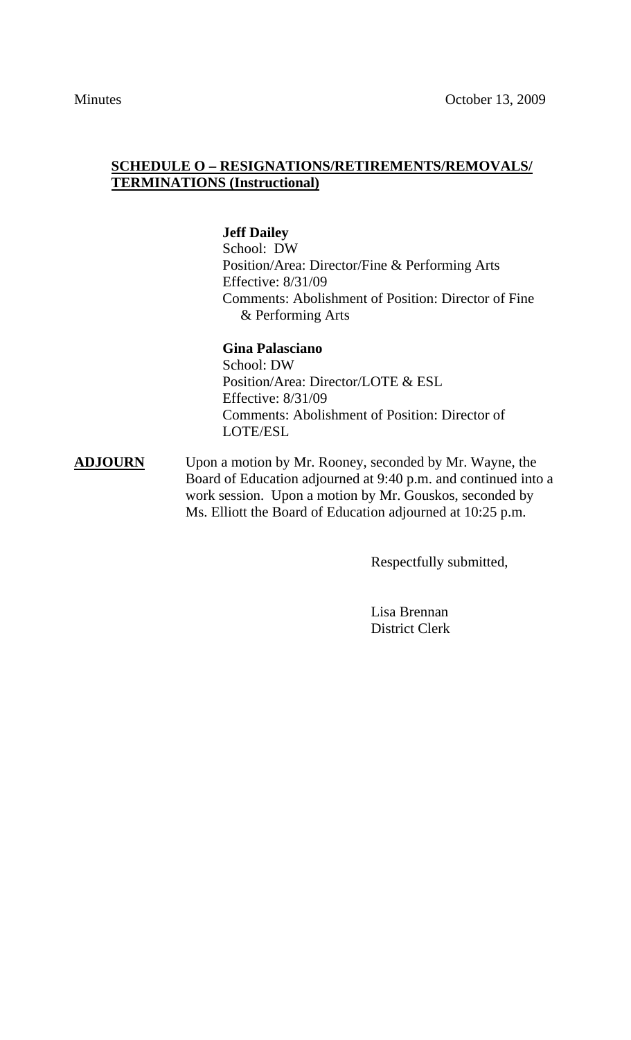## SCHEDULE O – RESIGNATIONS/RETIREMENTS/REMOVALS/ TERMINATIONS (Instructional)

**Jeff Dailey**
School: DW
Position/Area: Director/Fine & Performing Arts
Effective: 8/31/09
Comments: Abolishment of Position: Director of Fine & Performing Arts

**Gina Palasciano**
School: DW
Position/Area: Director/LOTE & ESL
Effective: 8/31/09
Comments: Abolishment of Position: Director of LOTE/ESL

**ADJOURN** Upon a motion by Mr. Rooney, seconded by Mr. Wayne, the Board of Education adjourned at 9:40 p.m. and continued into a work session. Upon a motion by Mr. Gouskos, seconded by Ms. Elliott the Board of Education adjourned at 10:25 p.m.

Respectfully submitted,

Lisa Brennan
District Clerk